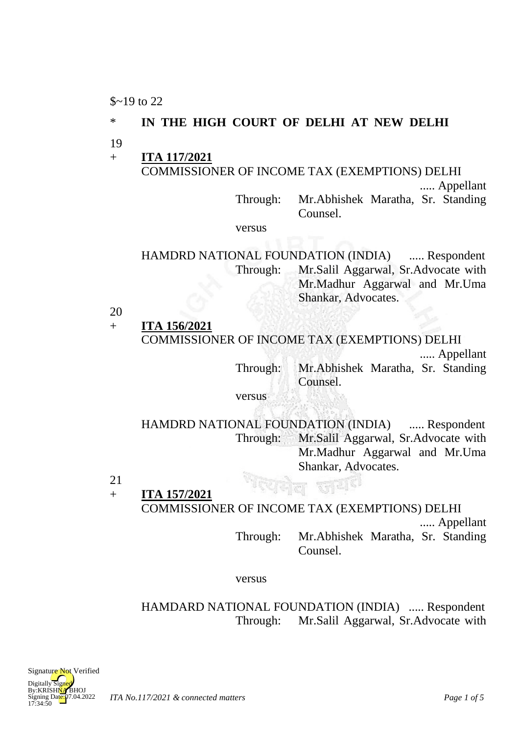$~19 to 22

\* **IN THE HIGH COURT OF DELHI AT NEW DELHI**

19

\+ **ITA 117/2021**

COMMISSIONER OF INCOME TAX (EXEMPTIONS) DELHI ..... Appellant

Through: Mr.Abhishek Maratha, Sr. Standing Counsel.

versus

HAMDRD NATIONAL FOUNDATION (INDIA) ..... Respondent

Through: Mr.Salil Aggarwal, Sr.Advocate with Mr.Madhur Aggarwal and Mr.Uma Shankar, Advocates.

20

\+ **ITA 156/2021**

COMMISSIONER OF INCOME TAX (EXEMPTIONS) DELHI ..... Appellant

Through: Mr.Abhishek Maratha, Sr. Standing Counsel.

versus

HAMDRD NATIONAL FOUNDATION (INDIA) ..... Respondent

Through: Mr.Salil Aggarwal, Sr.Advocate with Mr.Madhur Aggarwal and Mr.Uma Shankar, Advocates.

21

\+ **ITA 157/2021**

COMMISSIONER OF INCOME TAX (EXEMPTIONS) DELHI ..... Appellant

Through: Mr.Abhishek Maratha, Sr. Standing Counsel.

versus

HAMDARD NATIONAL FOUNDATION (INDIA) ..... Respondent

Through: Mr.Salil Aggarwal, Sr.Advocate with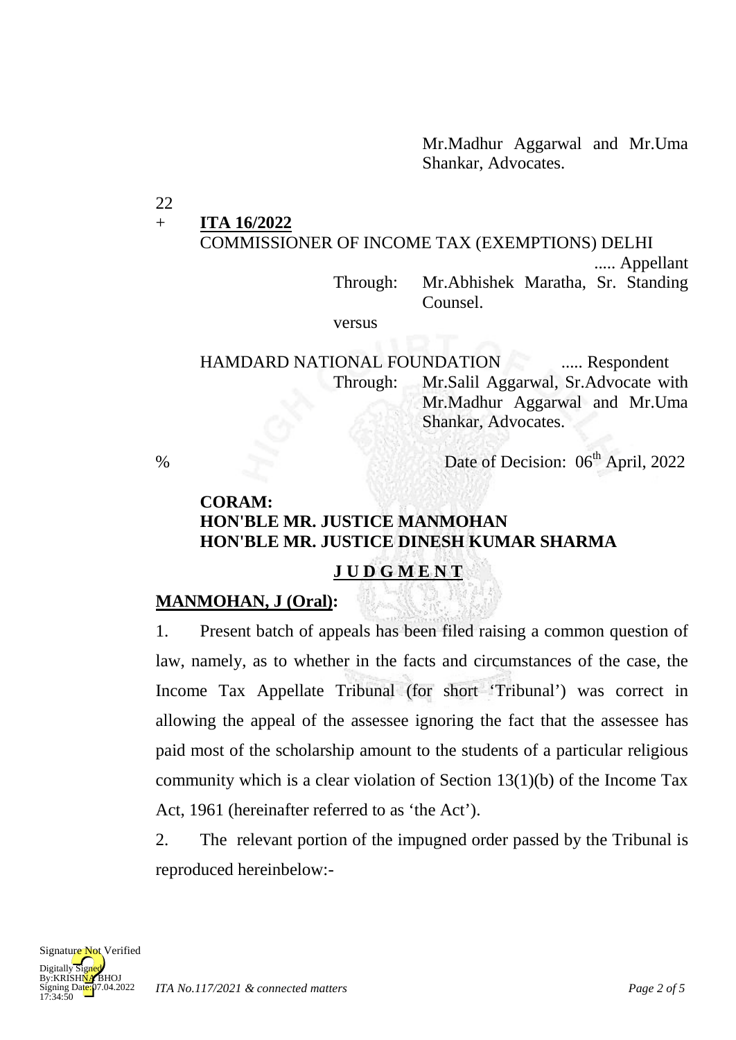Mr.Madhur Aggarwal and Mr.Uma Shankar, Advocates.

22

\+ **ITA 16/2022**

COMMISSIONER OF INCOME TAX (EXEMPTIONS) DELHI ..... Appellant

Through: Mr.Abhishek Maratha, Sr. Standing Counsel.

versus

HAMDARD NATIONAL FOUNDATION ..... Respondent

Through: Mr.Salil Aggarwal, Sr.Advocate with Mr.Madhur Aggarwal and Mr.Uma Shankar, Advocates.

% Date of Decision: 06th April, 2022

**CORAM:**
**HON'BLE MR. JUSTICE MANMOHAN**
**HON'BLE MR. JUSTICE DINESH KUMAR SHARMA**

## J U D G M E N T

**MANMOHAN, J (Oral):**

1. Present batch of appeals has been filed raising a common question of law, namely, as to whether in the facts and circumstances of the case, the Income Tax Appellate Tribunal (for short 'Tribunal') was correct in allowing the appeal of the assessee ignoring the fact that the assessee has paid most of the scholarship amount to the students of a particular religious community which is a clear violation of Section 13(1)(b) of the Income Tax Act, 1961 (hereinafter referred to as 'the Act').

2. The relevant portion of the impugned order passed by the Tribunal is reproduced hereinbelow:-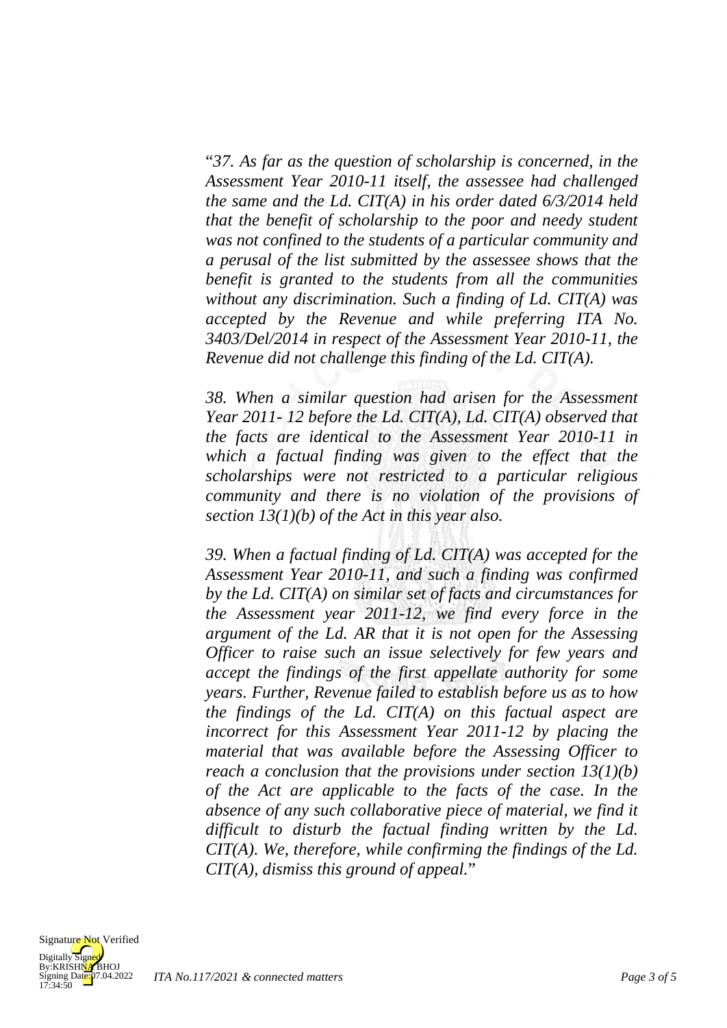"*37. As far as the question of scholarship is concerned, in the Assessment Year 2010-11 itself, the assessee had challenged the same and the Ld. CIT(A) in his order dated 6/3/2014 held that the benefit of scholarship to the poor and needy student was not confined to the students of a particular community and a perusal of the list submitted by the assessee shows that the benefit is granted to the students from all the communities without any discrimination. Such a finding of Ld. CIT(A) was accepted by the Revenue and while preferring ITA No. 3403/Del/2014 in respect of the Assessment Year 2010-11, the Revenue did not challenge this finding of the Ld. CIT(A).*

*38. When a similar question had arisen for the Assessment Year 2011- 12 before the Ld. CIT(A), Ld. CIT(A) observed that the facts are identical to the Assessment Year 2010-11 in which a factual finding was given to the effect that the scholarships were not restricted to a particular religious community and there is no violation of the provisions of section 13(1)(b) of the Act in this year also.*

*39. When a factual finding of Ld. CIT(A) was accepted for the Assessment Year 2010-11, and such a finding was confirmed by the Ld. CIT(A) on similar set of facts and circumstances for the Assessment year 2011-12, we find every force in the argument of the Ld. AR that it is not open for the Assessing Officer to raise such an issue selectively for few years and accept the findings of the first appellate authority for some years. Further, Revenue failed to establish before us as to how the findings of the Ld. CIT(A) on this factual aspect are incorrect for this Assessment Year 2011-12 by placing the material that was available before the Assessing Officer to reach a conclusion that the provisions under section 13(1)(b) of the Act are applicable to the facts of the case. In the absence of any such collaborative piece of material, we find it difficult to disturb the factual finding written by the Ld. CIT(A). We, therefore, while confirming the findings of the Ld. CIT(A), dismiss this ground of appeal.*"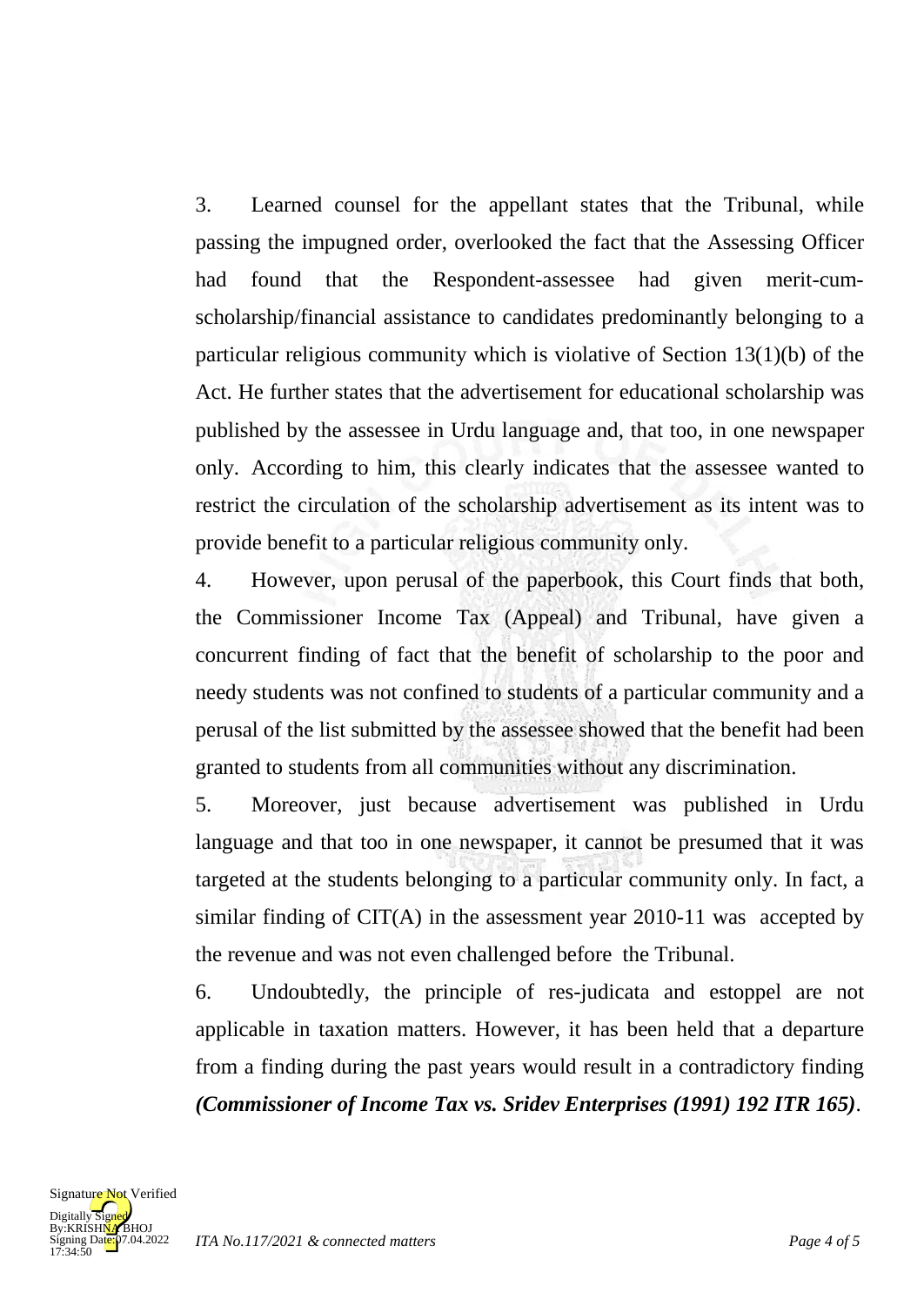3. Learned counsel for the appellant states that the Tribunal, while passing the impugned order, overlooked the fact that the Assessing Officer had found that the Respondent-assessee had given merit-cum-scholarship/financial assistance to candidates predominantly belonging to a particular religious community which is violative of Section 13(1)(b) of the Act. He further states that the advertisement for educational scholarship was published by the assessee in Urdu language and, that too, in one newspaper only. According to him, this clearly indicates that the assessee wanted to restrict the circulation of the scholarship advertisement as its intent was to provide benefit to a particular religious community only.

4. However, upon perusal of the paperbook, this Court finds that both, the Commissioner Income Tax (Appeal) and Tribunal, have given a concurrent finding of fact that the benefit of scholarship to the poor and needy students was not confined to students of a particular community and a perusal of the list submitted by the assessee showed that the benefit had been granted to students from all communities without any discrimination.

5. Moreover, just because advertisement was published in Urdu language and that too in one newspaper, it cannot be presumed that it was targeted at the students belonging to a particular community only. In fact, a similar finding of CIT(A) in the assessment year 2010-11 was accepted by the revenue and was not even challenged before the Tribunal.

6. Undoubtedly, the principle of res-judicata and estoppel are not applicable in taxation matters. However, it has been held that a departure from a finding during the past years would result in a contradictory finding ***(Commissioner of Income Tax vs. Sridev Enterprises (1991) 192 ITR 165)***.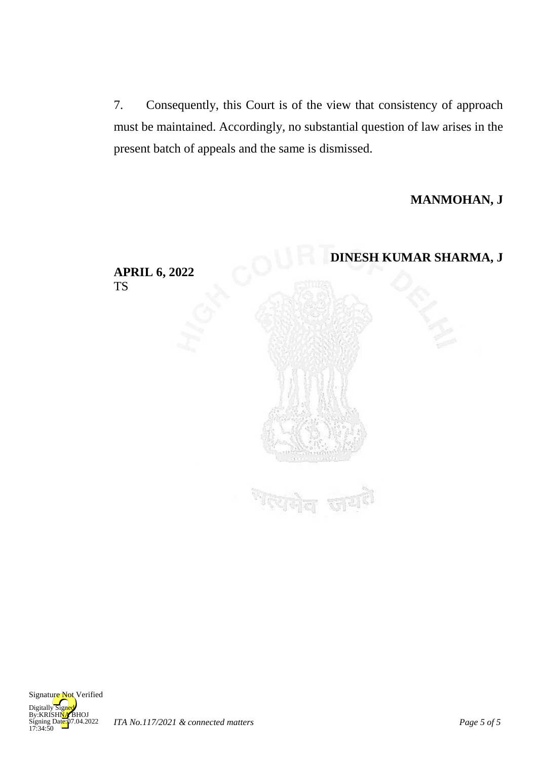7. Consequently, this Court is of the view that consistency of approach must be maintained. Accordingly, no substantial question of law arises in the present batch of appeals and the same is dismissed.

**MANMOHAN, J**

**DINESH KUMAR SHARMA, J**

**APRIL 6, 2022**
TS